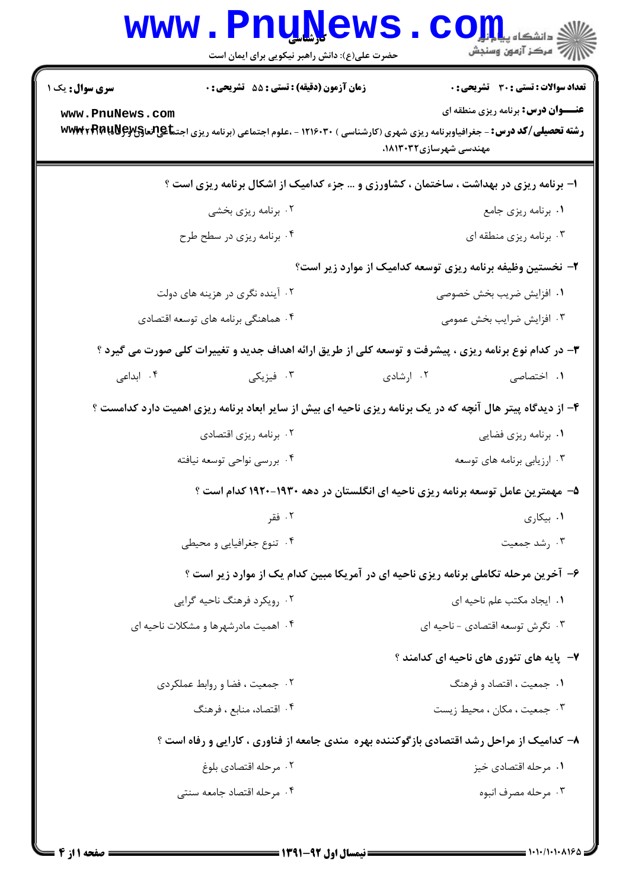**سری سوال:** یک ۱

**زمان آزمون (دقیقه) : تستی : ۵۵ تشریحی : ۰**

**تعداد سوالات : تستی : ۳۰ تشریحی : ۰**

**عنـــوان درس:** برنامه ریزی منطقه ای

**رشته تحصیلی/کد درس:** - جغرافیاوبرنامه ریزی شهری (کارشناسی ) ۱۲۱۶۰۳۰ - ،علوم اجتماعی (برنامه ریزی اجتماعی تعاون ورفاه) ۱۲۲۲۰۳۷، مهندسی شهرسازی۱۸۱۳۰۳۲،

۱- برنامه ریزی در بهداشت ، ساختمان ، کشاورزی و ... جزء کدامیک از اشکال برنامه ریزی است ؟

۱. برنامه ریزی جامع
۲. برنامه ریزی بخشی
۳. برنامه ریزی منطقه ای
۴. برنامه ریزی در سطح طرح

۲- نخستین وظیفه برنامه ریزی توسعه کدامیک از موارد زیر است؟

۱. افزایش ضریب بخش خصوصی
۲. آینده نگری در هزینه های دولت
۳. افزایش ضرایب بخش عمومی
۴. هماهنگی برنامه های توسعه اقتصادی

۳- در کدام نوع برنامه ریزی ، پیشرفت و توسعه کلی از طریق ارائه اهداف جدید و تغییرات کلی صورت می گیرد ؟

۱. اختصاصی
۲. ارشادی
۳. فیزیکی
۴. ابداعی

۴- از دیدگاه پیتر هال آنچه که در یک برنامه ریزی ناحیه ای بیش از سایر ابعاد برنامه ریزی اهمیت دارد کدامست ؟

۱. برنامه ریزی فضایی
۲. برنامه ریزی اقتصادی
۳. ارزیابی برنامه های توسعه
۴. بررسی نواحی توسعه نیافته

۵- مهمترین عامل توسعه برنامه ریزی ناحیه ای انگلستان در دهه ۱۹۳۰-۱۹۲۰ کدام است ؟

۱. بیکاری
۲. فقر
۳. رشد جمعیت
۴. تنوع جغرافیایی و محیطی

۶- آخرین مرحله تکاملی برنامه ریزی ناحیه ای در آمریکا مبین کدام یک از موارد زیر است ؟

۱. ایجاد مکتب علم ناحیه ای
۲. رویکرد فرهنگ ناحیه گرایی
۳. نگرش توسعه اقتصادی - ناحیه ای
۴. اهمیت مادرشهرها و مشکلات ناحیه ای

۷- پایه های تئوری های ناحیه ای کدامند ؟

۱. جمعیت ، اقتصاد و فرهنگ
۲. جمعیت ، فضا و روابط عملکردی
۳. جمعیت ، مکان ، محیط زیست
۴. اقتصاد، منابع ، فرهنگ

۸- کدامیک از مراحل رشد اقتصادی بازگوکننده بهره مندی جامعه از فناوری ، کارایی و رفاه است ؟

۱. مرحله اقتصادی خیز
۲. مرحله اقتصادی بلوغ
۳. مرحله مصرف انبوه
۴. مرحله اقتصاد جامعه سنتی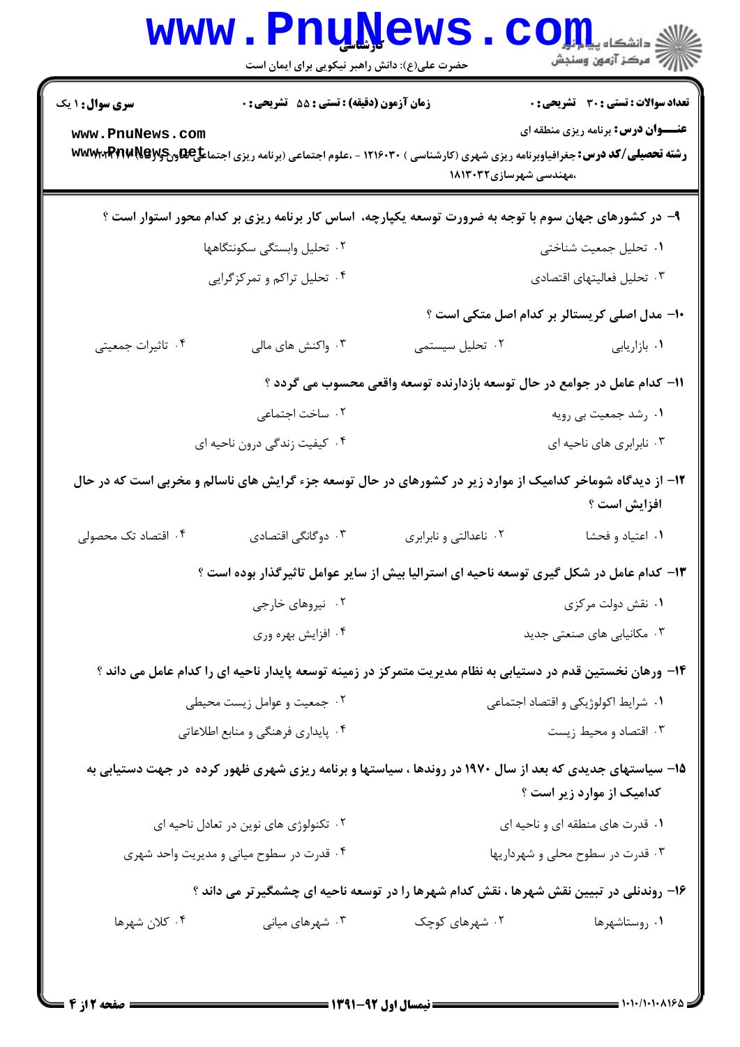**سری سوال:** ۱ یک

**زمان آزمون (دقیقه) : تستی :** ۵۵ **تشریحی :** ۰

**تعداد سوالات : تستی :** ۳۰ **تشریحی :** ۰

**عنـــوان درس:** برنامه ریزی منطقه ای

**رشته تحصیلی/کد درس:** جغرافیاوبرنامه ریزی شهری (کارشناسی ) ۱۲۱۶۰۳۰ - ،علوم اجتماعی (برنامه ریزی اجتماعی تعاون ورفاه) ۱۲۲۲۱۴۶ ،مهندسی شهرسازی۱۸۱۳۰۳۲

۹- در کشورهای جهان سوم با توجه به ضرورت توسعه یکپارچه، اساس کار برنامه ریزی بر کدام محور استوار است ؟

۱. تحلیل جمعیت شناختی
۲. تحلیل وابستگی سکونتگاهها
۳. تحلیل فعالیتهای اقتصادی
۴. تحلیل تراکم و تمرکزگرایی

۱۰- مدل اصلی کریستالر بر کدام اصل متکی است ؟

۱. بازاریابی
۲. تحلیل سیستمی
۳. واکنش های مالی
۴. تاثیرات جمعیتی

۱۱- کدام عامل در جوامع در حال توسعه بازدارنده توسعه واقعی محسوب می گردد ؟

۱. رشد جمعیت بی رویه
۲. ساخت اجتماعی
۳. نابرابری های ناحیه ای
۴. کیفیت زندگی درون ناحیه ای

۱۲- از دیدگاه شوماخر کدامیک از موارد زیر در کشورهای در حال توسعه جزء گرایش های ناسالم و مخربی است که در حال افزایش است ؟

۱. اعتیاد و فحشا
۲. ناعدالتی و نابرابری
۳. دوگانگی اقتصادی
۴. اقتصاد تک محصولی

۱۳- کدام عامل در شکل گیری توسعه ناحیه ای استرالیا بیش از سایر عوامل تاثیرگذار بوده است ؟

۱. نقش دولت مرکزی
۲. نیروهای خارجی
۳. مکانیابی های صنعتی جدید
۴. افزایش بهره وری

۱۴- ورهان نخستین قدم در دستیابی به نظام مدیریت متمرکز در زمینه توسعه پایدار ناحیه ای را کدام عامل می داند ؟

۱. شرایط اکولوژیکی و اقتصاد اجتماعی
۲. جمعیت و عوامل زیست محیطی
۳. اقتصاد و محیط زیست
۴. پایداری فرهنگی و منابع اطلاعاتی

۱۵- سیاستهای جدیدی که بعد از سال ۱۹۷۰ در روندها ، سیاستها و برنامه ریزی شهری ظهور کرده در جهت دستیابی به کدامیک از موارد زیر است ؟

۱. قدرت های منطقه ای و ناحیه ای
۲. تکنولوژی های نوین در تعادل ناحیه ای
۳. قدرت در سطوح محلی و شهرداریها
۴. قدرت در سطوح میانی و مدیریت واحد شهری

۱۶- روندلی در تبیین نقش شهرها ، نقش کدام شهرها را در توسعه ناحیه ای چشمگیرتر می داند ؟

۱. روستاشهرها
۲. شهرهای کوچک
۳. شهرهای میانی
۴. کلان شهرها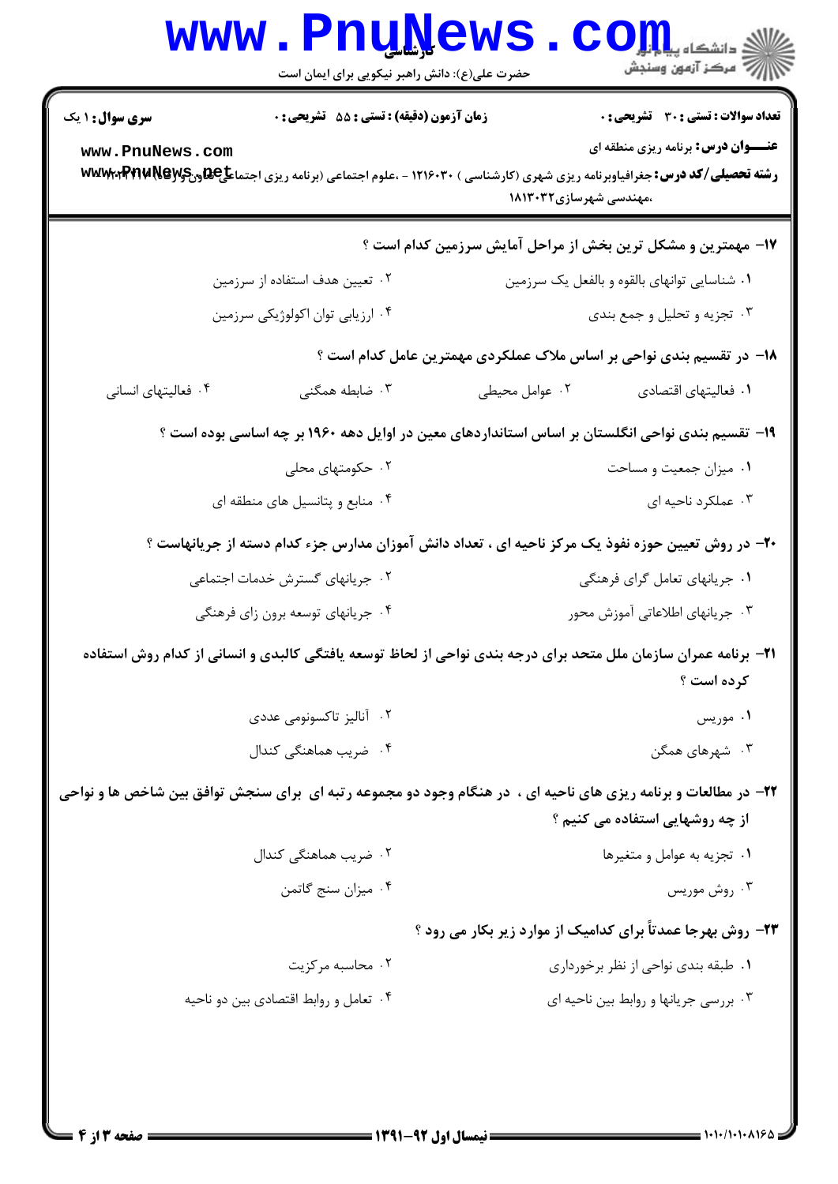**سری سوال:** ۱ یک

**زمان آزمون (دقیقه) : تستی :** ۵۵ **تشریحی :** ۰

**تعداد سوالات : تستی :** ۳۰ **تشریحی :** ۰

**عنـــوان درس:** برنامه ریزی منطقه ای

**رشته تحصیلی/کد درس:** جغرافیاوبرنامه ریزی شهری (کارشناسی ) ۱۲۱۶۰۳۰ - ،علوم اجتماعی (برنامه ریزی اجتماعی تعاون ورفاه) ۱۲۲۲۱۱۴ ،مهندسی شهرسازی۱۸۱۳۰۳۲

۱۷- مهمترین و مشکل ترین بخش از مراحل آمایش سرزمین کدام است ؟

۱. شناسایی توانهای بالقوه و بالفعل یک سرزمین
۲. تعیین هدف استفاده از سرزمین
۳. تجزیه و تحلیل و جمع بندی
۴. ارزیابی توان اکولوژیکی سرزمین

۱۸- در تقسیم بندی نواحی بر اساس ملاک عملکردی مهمترین عامل کدام است ؟

۱. فعالیتهای اقتصادی
۲. عوامل محیطی
۳. ضابطه همگنی
۴. فعالیتهای انسانی

۱۹- تقسیم بندی نواحی انگلستان بر اساس استانداردهای معین در اوایل دهه ۱۹۶۰ بر چه اساسی بوده است ؟

۱. میزان جمعیت و مساحت
۲. حکومتهای محلی
۳. عملکرد ناحیه ای
۴. منابع و پتانسیل های منطقه ای

۲۰- در روش تعیین حوزه نفوذ یک مرکز ناحیه ای ، تعداد دانش آموزان مدارس جزء کدام دسته از جریانهاست ؟

۱. جریانهای تعامل گرای فرهنگی
۲. جریانهای گسترش خدمات اجتماعی
۳. جریانهای اطلاعاتی آموزش محور
۴. جریانهای توسعه برون زای فرهنگی

۲۱- برنامه عمران سازمان ملل متحد برای درجه بندی نواحی از لحاظ توسعه یافتگی کالبدی و انسانی از کدام روش استفاده کرده است ؟

۱. موریس
۲. آنالیز تاکسونومی عددی
۳. شهرهای همگن
۴. ضریب هماهنگی کندال

۲۲- در مطالعات و برنامه ریزی های ناحیه ای ، در هنگام وجود دو مجموعه رتبه ای برای سنجش توافق بین شاخص ها و نواحی از چه روشهایی استفاده می کنیم ؟

۱. تجزیه به عوامل و متغیرها
۲. ضریب هماهنگی کندال
۳. روش موریس
۴. میزان سنج گاتمن

۲۳- روش بهرجا عمدتاً برای کدامیک از موارد زیر بکار می رود ؟

۱. طبقه بندی نواحی از نظر برخورداری
۲. محاسبه مرکزیت
۳. بررسی جریانها و روابط بین ناحیه ای
۴. تعامل و روابط اقتصادی بین دو ناحیه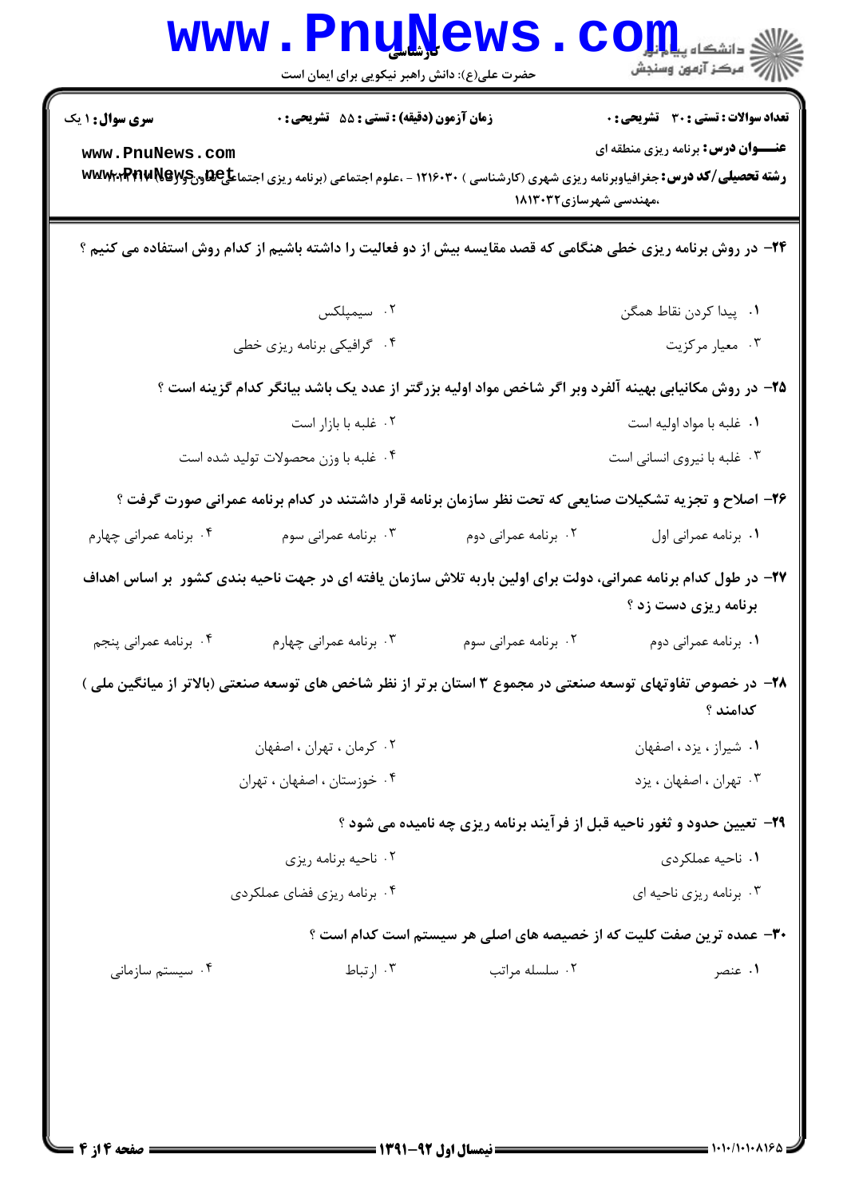۲۴- در روش برنامه ریزی خطی هنگامی که قصد مقایسه بیش از دو فعالیت را داشته باشیم از کدام روش استفاده می کنیم ؟

۱. پیدا کردن نقاط همگن

۲. سیمپلکس

۳. معیار مرکزیت

۴. گرافیکی برنامه ریزی خطی

۲۵- در روش مکانیابی بهینه آلفرد وبر اگر شاخص مواد اولیه بزرگتر از عدد یک باشد بیانگر کدام گزینه است ؟

۱. غلبه با مواد اولیه است

۲. غلبه با بازار است

۳. غلبه با نیروی انسانی است

۴. غلبه با وزن محصولات تولید شده است

۲۶- اصلاح و تجزیه تشکیلات صنایعی که تحت نظر سازمان برنامه قرار داشتند در کدام برنامه عمرانی صورت گرفت ؟

۱. برنامه عمرانی اول

۲. برنامه عمرانی دوم

۳. برنامه عمرانی سوم

۴. برنامه عمرانی چهارم

۲۷- در طول کدام برنامه عمرانی، دولت برای اولین باربه تلاش سازمان یافته ای در جهت ناحیه بندی کشور بر اساس اهداف برنامه ریزی دست زد ؟

۱. برنامه عمرانی دوم

۲. برنامه عمرانی سوم

۳. برنامه عمرانی چهارم

۴. برنامه عمرانی پنجم

۲۸- در خصوص تفاوتهای توسعه صنعتی در مجموع ۳ استان برتر از نظر شاخص های توسعه صنعتی (بالاتر از میانگین ملی ) کدامند ؟

۱. شیراز ، یزد ، اصفهان

۲. کرمان ، تهران ، اصفهان

۳. تهران ، اصفهان ، یزد

۴. خوزستان ، اصفهان ، تهران

۲۹- تعیین حدود و ثغور ناحیه قبل از فرآیند برنامه ریزی چه نامیده می شود ؟

۱. ناحیه عملکردی

۲. ناحیه برنامه ریزی

۳. برنامه ریزی ناحیه ای

۴. برنامه ریزی فضای عملکردی

۳۰- عمده ترین صفت کلیت که از خصیصه های اصلی هر سیستم است کدام است ؟

۱. عنصر

۲. سلسله مراتب

۳. ارتباط

۴. سیستم سازمانی